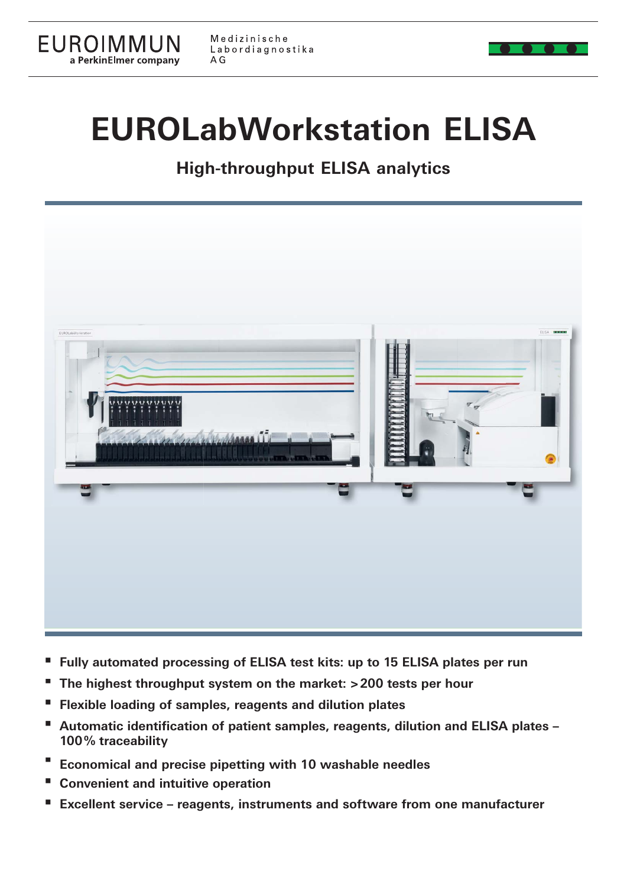EUROIMMUN
a PerkinElmer company

Medizinische Labordiagnostika AG

# EUROLabWorkstation ELISA

## High-throughput ELISA analytics

- Fully automated processing of ELISA test kits: up to 15 ELISA plates per run
- The highest throughput system on the market: >200 tests per hour
- Flexible loading of samples, reagents and dilution plates
- Automatic identification of patient samples, reagents, dilution and ELISA plates – 100% traceability
- Economical and precise pipetting with 10 washable needles
- Convenient and intuitive operation
- Excellent service – reagents, instruments and software from one manufacturer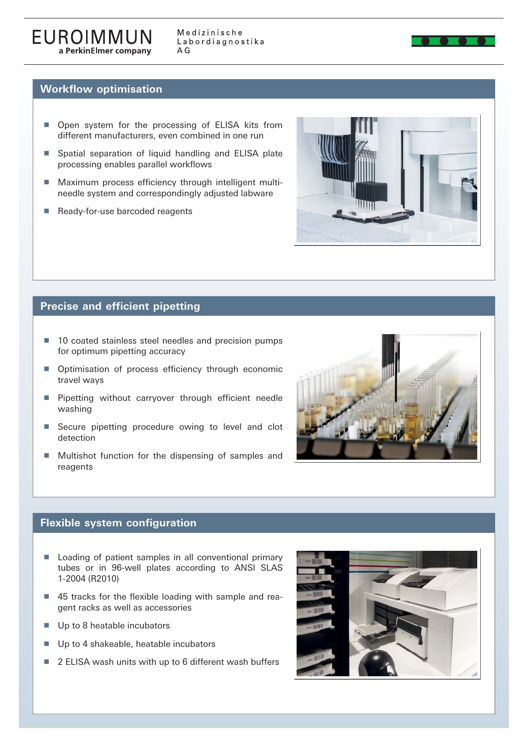## Workflow optimisation

- Open system for the processing of ELISA kits from different manufacturers, even combined in one run
- Spatial separation of liquid handling and ELISA plate processing enables parallel workflows
- Maximum process efficiency through intelligent multi-needle system and correspondingly adjusted labware
- Ready-for-use barcoded reagents

## Precise and efficient pipetting

- 10 coated stainless steel needles and precision pumps for optimum pipetting accuracy
- Optimisation of process efficiency through economic travel ways
- Pipetting without carryover through efficient needle washing
- Secure pipetting procedure owing to level and clot detection
- Multishot function for the dispensing of samples and reagents

## Flexible system configuration

- Loading of patient samples in all conventional primary tubes or in 96-well plates according to ANSI SLAS 1-2004 (R2010)
- 45 tracks for the flexible loading with sample and reagent racks as well as accessories
- Up to 8 heatable incubators
- Up to 4 shakeable, heatable incubators
- 2 ELISA wash units with up to 6 different wash buffers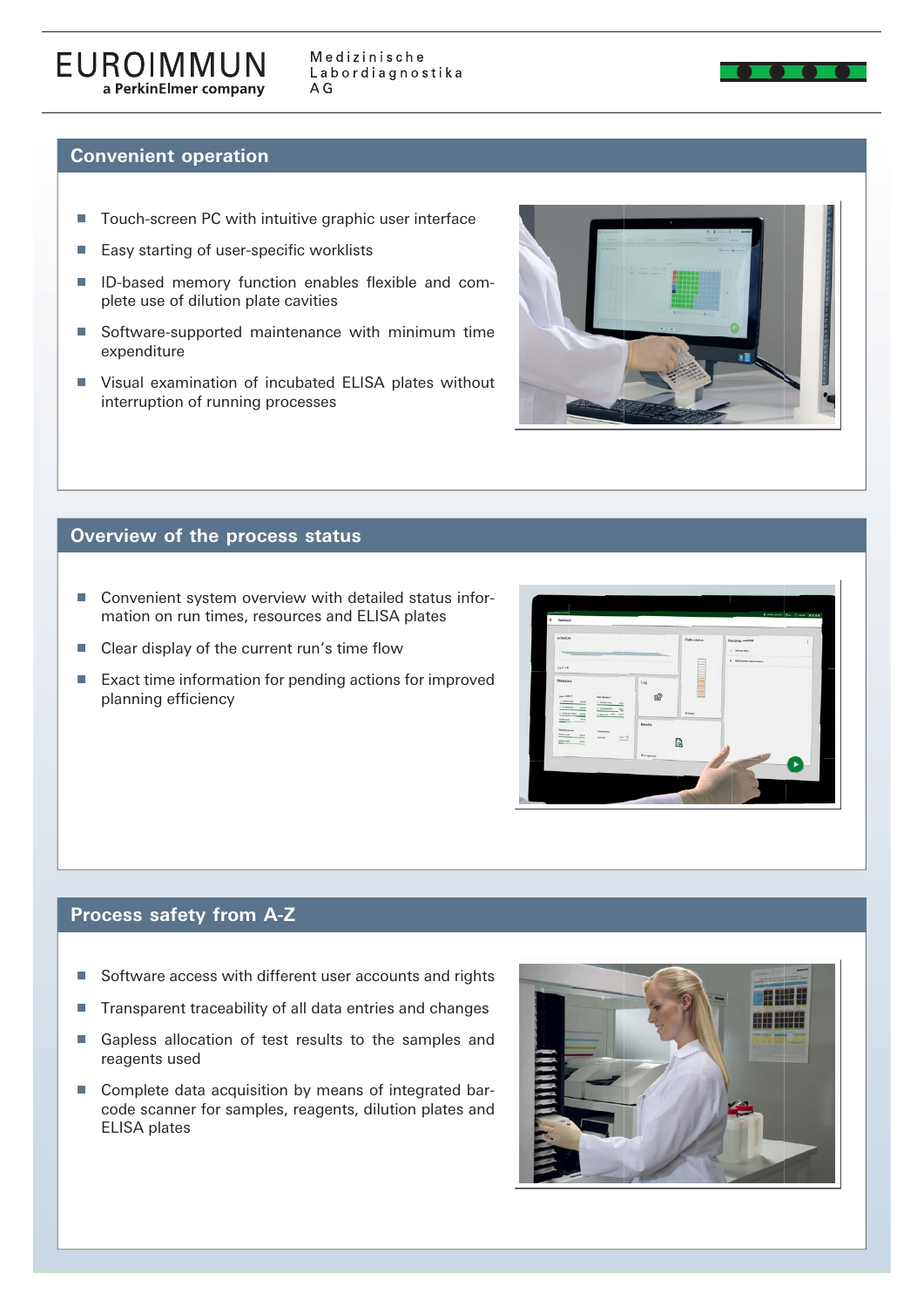## Convenient operation

- Touch-screen PC with intuitive graphic user interface
- Easy starting of user-specific worklists
- ID-based memory function enables flexible and complete use of dilution plate cavities
- Software-supported maintenance with minimum time expenditure
- Visual examination of incubated ELISA plates without interruption of running processes

## Overview of the process status

- Convenient system overview with detailed status information on run times, resources and ELISA plates
- Clear display of the current run's time flow
- Exact time information for pending actions for improved planning efficiency

## Process safety from A-Z

- Software access with different user accounts and rights
- Transparent traceability of all data entries and changes
- Gapless allocation of test results to the samples and reagents used
- Complete data acquisition by means of integrated barcode scanner for samples, reagents, dilution plates and ELISA plates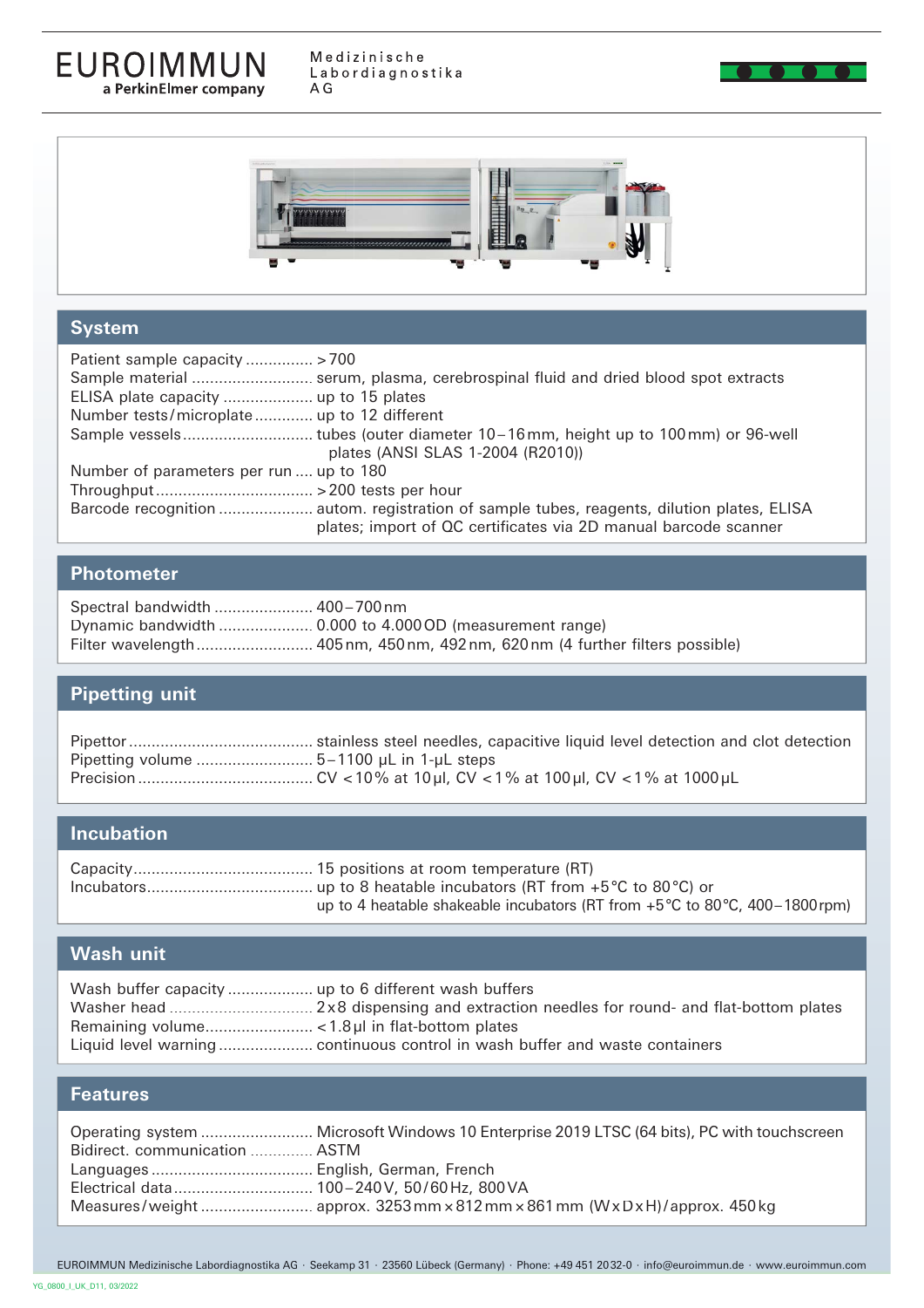## System

| | |
|---|---|
| Patient sample capacity | > 700 |
| Sample material | serum, plasma, cerebrospinal fluid and dried blood spot extracts |
| ELISA plate capacity | up to 15 plates |
| Number tests/microplate | up to 12 different |
| Sample vessels | tubes (outer diameter 10–16 mm, height up to 100 mm) or 96-well plates (ANSI SLAS 1-2004 (R2010)) |
| Number of parameters per run | up to 180 |
| Throughput | > 200 tests per hour |
| Barcode recognition | autom. registration of sample tubes, reagents, dilution plates, ELISA plates; import of QC certificates via 2D manual barcode scanner |

## Photometer

| | |
|---|---|
| Spectral bandwidth | 400–700 nm |
| Dynamic bandwidth | 0.000 to 4.000 OD (measurement range) |
| Filter wavelength | 405 nm, 450 nm, 492 nm, 620 nm (4 further filters possible) |

## Pipetting unit

| | |
|---|---|
| Pipettor | stainless steel needles, capacitive liquid level detection and clot detection |
| Pipetting volume | 5–1100 µL in 1-µL steps |
| Precision | CV < 10% at 10 µl, CV < 1% at 100 µl, CV < 1% at 1000 µL |

## Incubation

| | |
|---|---|
| Capacity | 15 positions at room temperature (RT) |
| Incubators | up to 8 heatable incubators (RT from +5 °C to 80 °C) or up to 4 heatable shakeable incubators (RT from +5 °C to 80 °C, 400–1800 rpm) |

## Wash unit

| | |
|---|---|
| Wash buffer capacity | up to 6 different wash buffers |
| Washer head | 2x8 dispensing and extraction needles for round- and flat-bottom plates |
| Remaining volume | < 1.8 µl in flat-bottom plates |
| Liquid level warning | continuous control in wash buffer and waste containers |

## Features

| | |
|---|---|
| Operating system | Microsoft Windows 10 Enterprise 2019 LTSC (64 bits), PC with touchscreen |
| Bidirect. communication | ASTM |
| Languages | English, German, French |
| Electrical data | 100–240 V, 50/60 Hz, 800 VA |
| Measures/weight | approx. 3253 mm x 812 mm x 861 mm (W x D x H)/approx. 450 kg |

EUROIMMUN Medizinische Labordiagnostika AG · Seekamp 31 · 23560 Lübeck (Germany) · Phone: +49 451 2032-0 · info@euroimmun.de · www.euroimmun.com

YG_0800_I_UK_D11, 03/2022